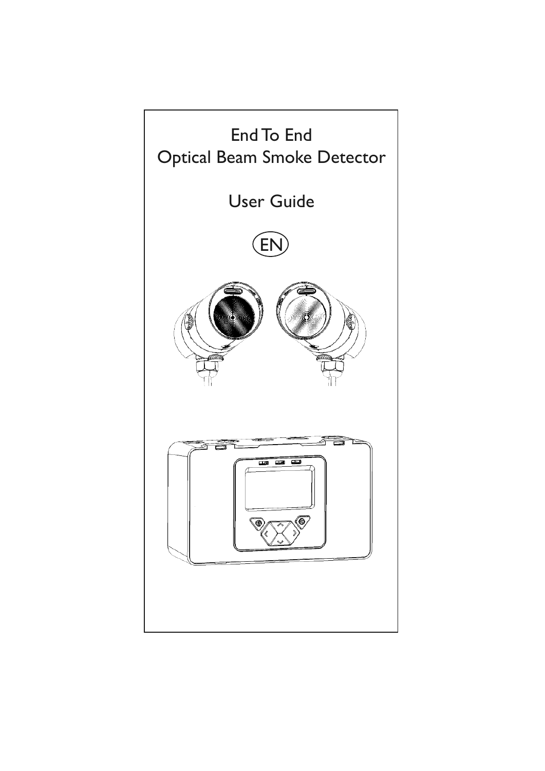# End To End
# Optical Beam Smoke Detector

## User Guide

EN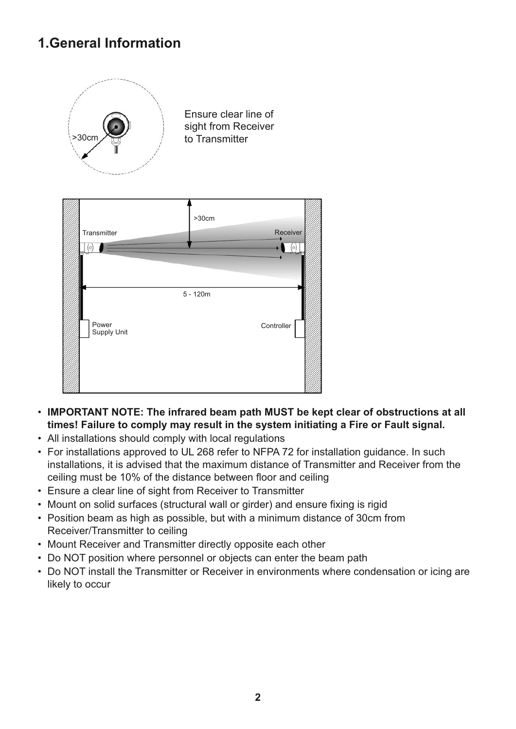# 1.General Information

Ensure clear line of sight from Receiver to Transmitter

- **IMPORTANT NOTE: The infrared beam path MUST be kept clear of obstructions at all times! Failure to comply may result in the system initiating a Fire or Fault signal.**
- All installations should comply with local regulations
- For installations approved to UL 268 refer to NFPA 72 for installation guidance. In such installations, it is advised that the maximum distance of Transmitter and Receiver from the ceiling must be 10% of the distance between floor and ceiling
- Ensure a clear line of sight from Receiver to Transmitter
- Mount on solid surfaces (structural wall or girder) and ensure fixing is rigid
- Position beam as high as possible, but with a minimum distance of 30cm from Receiver/Transmitter to ceiling
- Mount Receiver and Transmitter directly opposite each other
- Do NOT position where personnel or objects can enter the beam path
- Do NOT install the Transmitter or Receiver in environments where condensation or icing are likely to occur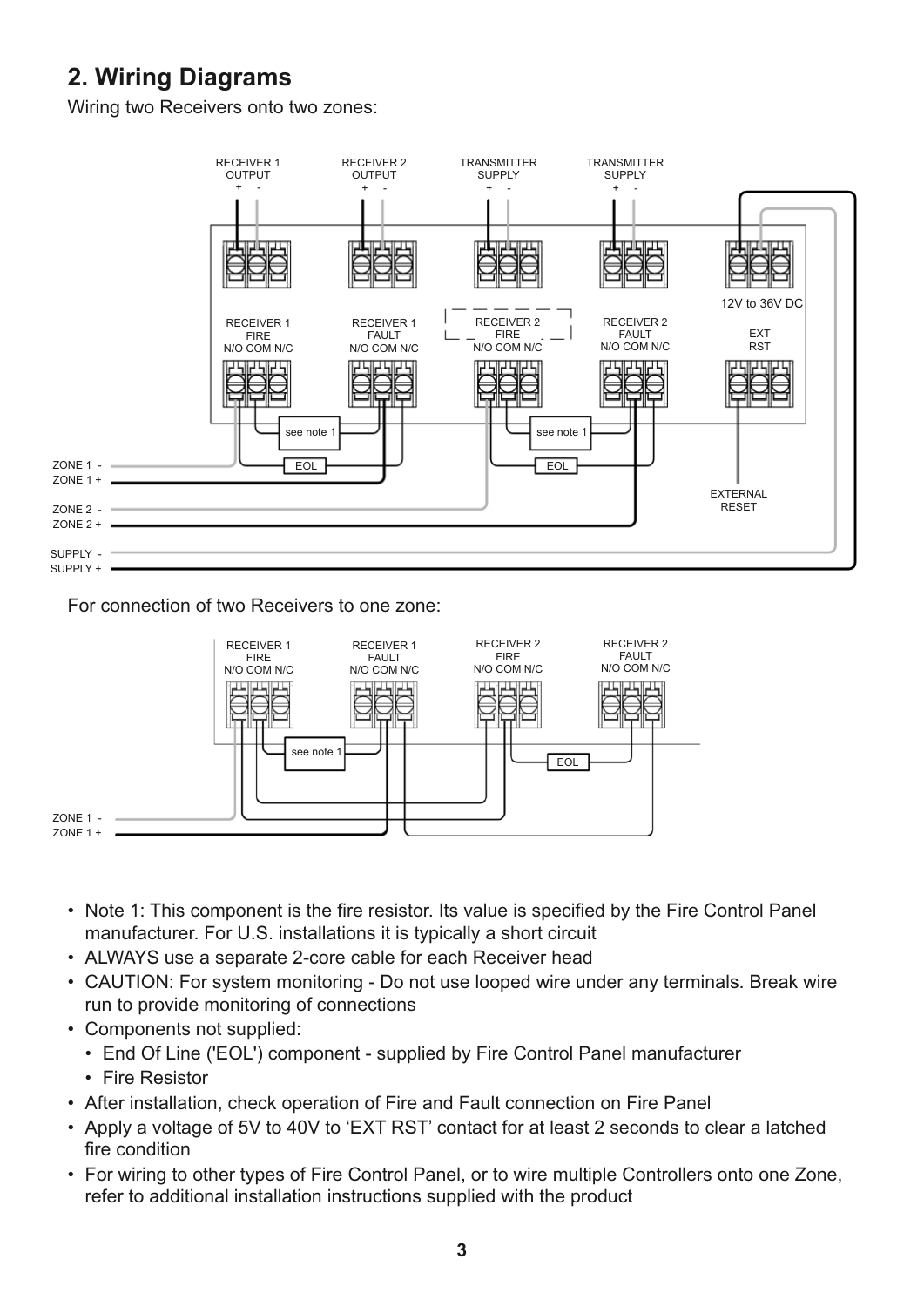## 2. Wiring Diagrams

Wiring two Receivers onto two zones:

For connection of two Receivers to one zone:

- Note 1: This component is the fire resistor. Its value is specified by the Fire Control Panel manufacturer. For U.S. installations it is typically a short circuit
- ALWAYS use a separate 2-core cable for each Receiver head
- CAUTION: For system monitoring - Do not use looped wire under any terminals. Break wire run to provide monitoring of connections
- Components not supplied:
  - End Of Line ('EOL') component - supplied by Fire Control Panel manufacturer
  - Fire Resistor
- After installation, check operation of Fire and Fault connection on Fire Panel
- Apply a voltage of 5V to 40V to 'EXT RST' contact for at least 2 seconds to clear a latched fire condition
- For wiring to other types of Fire Control Panel, or to wire multiple Controllers onto one Zone, refer to additional installation instructions supplied with the product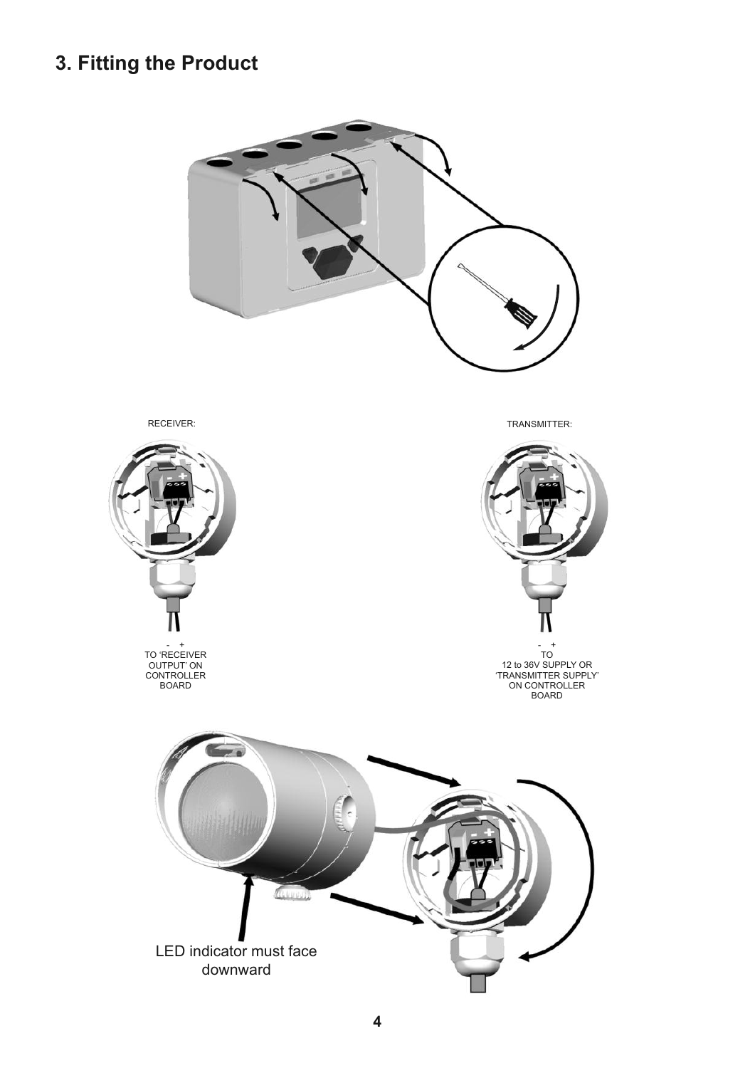# 3. Fitting the Product

RECEIVER:

\- +
TO 'RECEIVER OUTPUT' ON CONTROLLER BOARD

TRANSMITTER:

\- +
TO 12 to 36V SUPPLY OR 'TRANSMITTER SUPPLY' ON CONTROLLER BOARD

LED indicator must face downward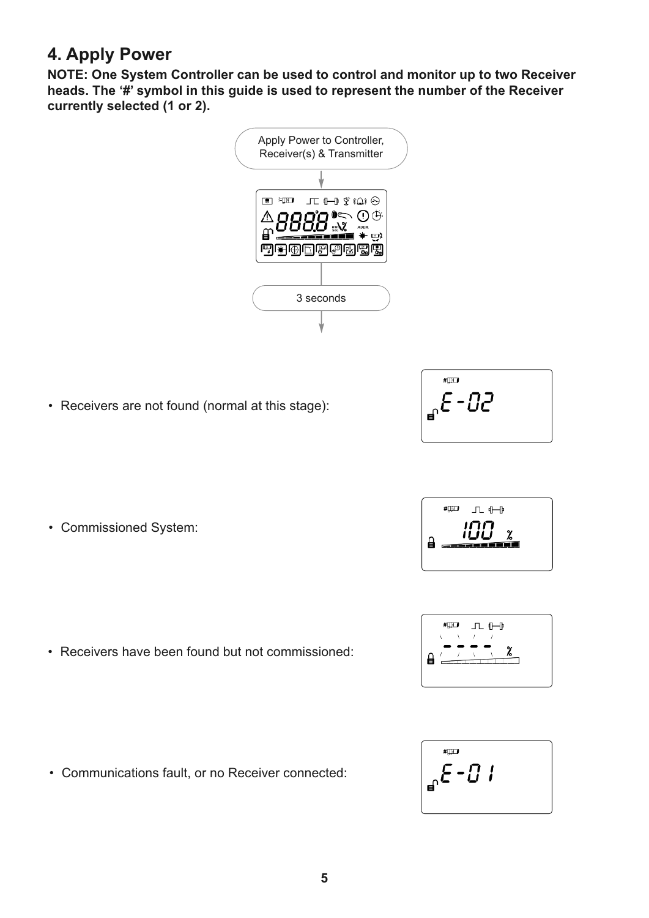## 4. Apply Power

**NOTE: One System Controller can be used to control and monitor up to two Receiver heads. The '#' symbol in this guide is used to represent the number of the Receiver currently selected (1 or 2).**

Apply Power to Controller, Receiver(s) & Transmitter

3 seconds

- Receivers are not found (normal at this stage):

E-02

- Commissioned System:

100 %

- Receivers have been found but not commissioned:

---- %

- Communications fault, or no Receiver connected:

E-01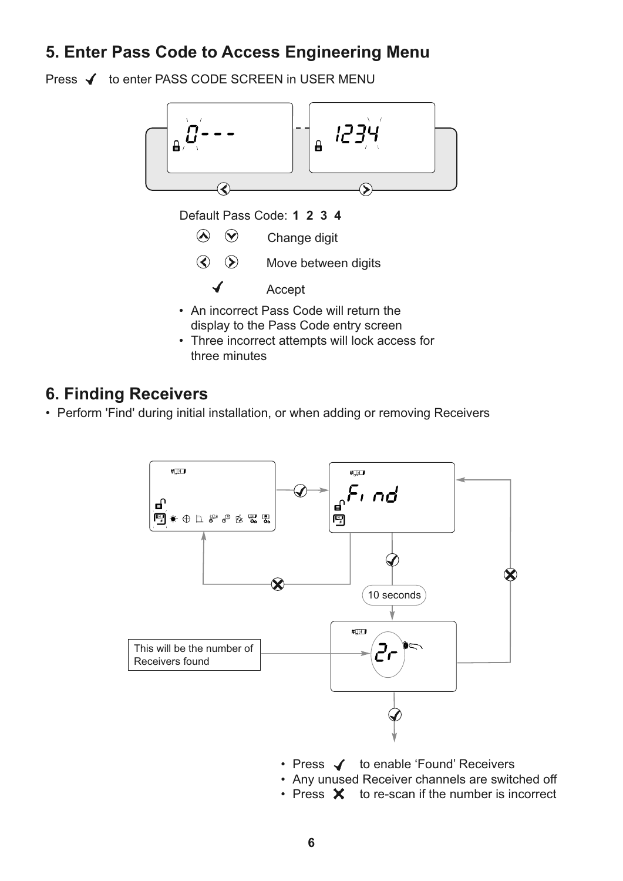## 5. Enter Pass Code to Access Engineering Menu

Press ✓ to enter PASS CODE SCREEN in USER MENU

Default Pass Code: **1 2 3 4**

| | |
|---|---|
| ⌃ ⌄ | Change digit |
| ‹ › | Move between digits |
| ✓ | Accept |

- An incorrect Pass Code will return the display to the Pass Code entry screen
- Three incorrect attempts will lock access for three minutes

## 6. Finding Receivers

- Perform 'Find' during initial installation, or when adding or removing Receivers

10 seconds

This will be the number of Receivers found

- Press ✓ to enable 'Found' Receivers
- Any unused Receiver channels are switched off
- Press ✗ to re-scan if the number is incorrect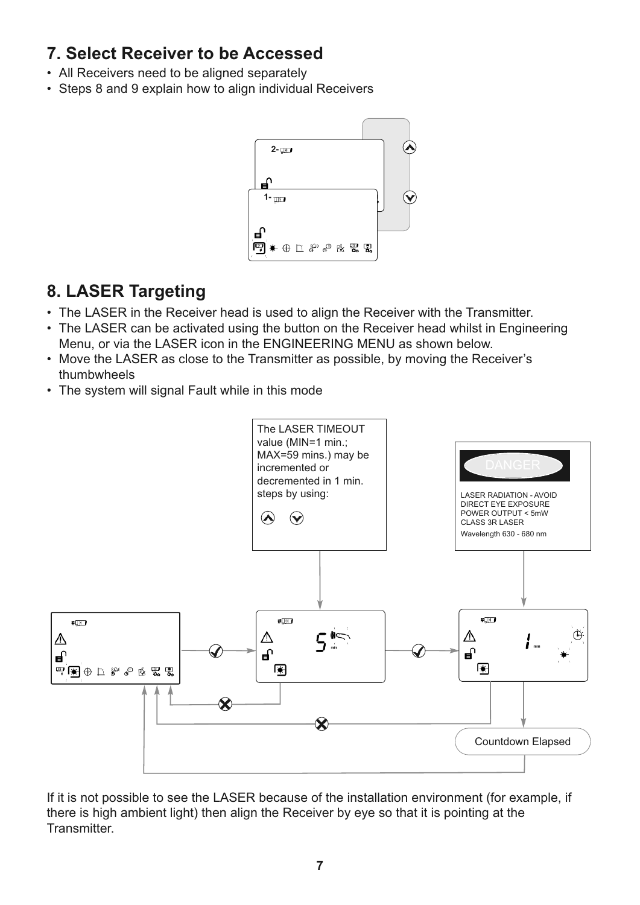# 7. Select Receiver to be Accessed

- All Receivers need to be aligned separately
- Steps 8 and 9 explain how to align individual Receivers

# 8. LASER Targeting

- The LASER in the Receiver head is used to align the Receiver with the Transmitter.
- The LASER can be activated using the button on the Receiver head whilst in Engineering Menu, or via the LASER icon in the ENGINEERING MENU as shown below.
- Move the LASER as close to the Transmitter as possible, by moving the Receiver's thumbwheels
- The system will signal Fault while in this mode

The LASER TIMEOUT value (MIN=1 min.; MAX=59 mins.) may be incremented or decremented in 1 min. steps by using:

DANGER

LASER RADIATION - AVOID DIRECT EYE EXPOSURE
POWER OUTPUT < 5mW
CLASS 3R LASER
Wavelength 630 - 680 nm

Countdown Elapsed

If it is not possible to see the LASER because of the installation environment (for example, if there is high ambient light) then align the Receiver by eye so that it is pointing at the Transmitter.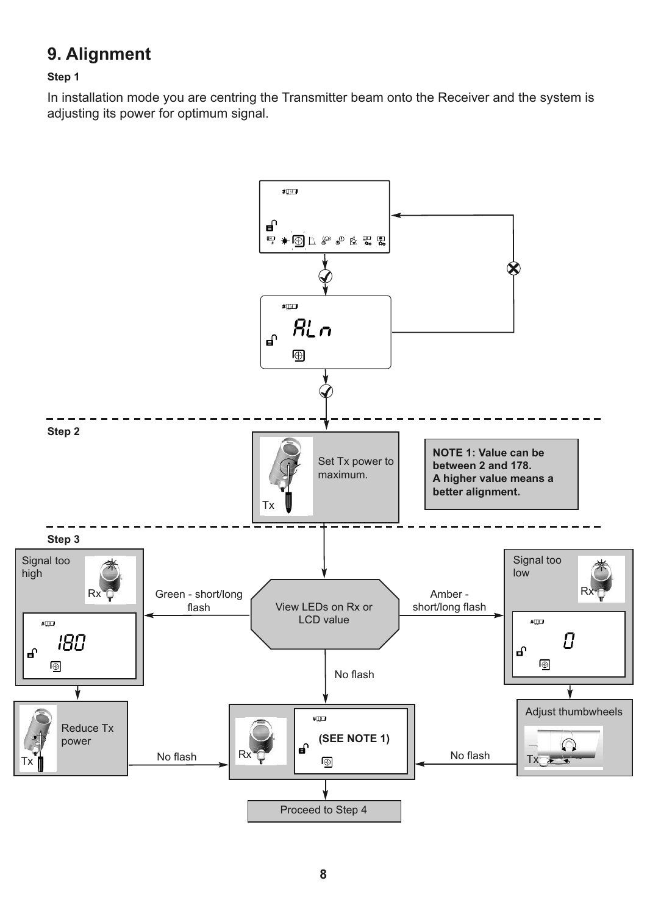## 9. Alignment

**Step 1**

In installation mode you are centring the Transmitter beam onto the Receiver and the system is adjusting its power for optimum signal.

ALn

**Step 2**

Tx

Set Tx power to maximum.

**NOTE 1: Value can be between 2 and 178. A higher value means a better alignment.**

**Step 3**

Signal too high

Rx

180

Green - short/long flash

View LEDs on Rx or LCD value

Amber - short/long flash

Signal too low

Rx

0

No flash

Reduce Tx power

Tx

No flash

Rx

(SEE NOTE 1)

No flash

Adjust thumbwheels

Tx

Proceed to Step 4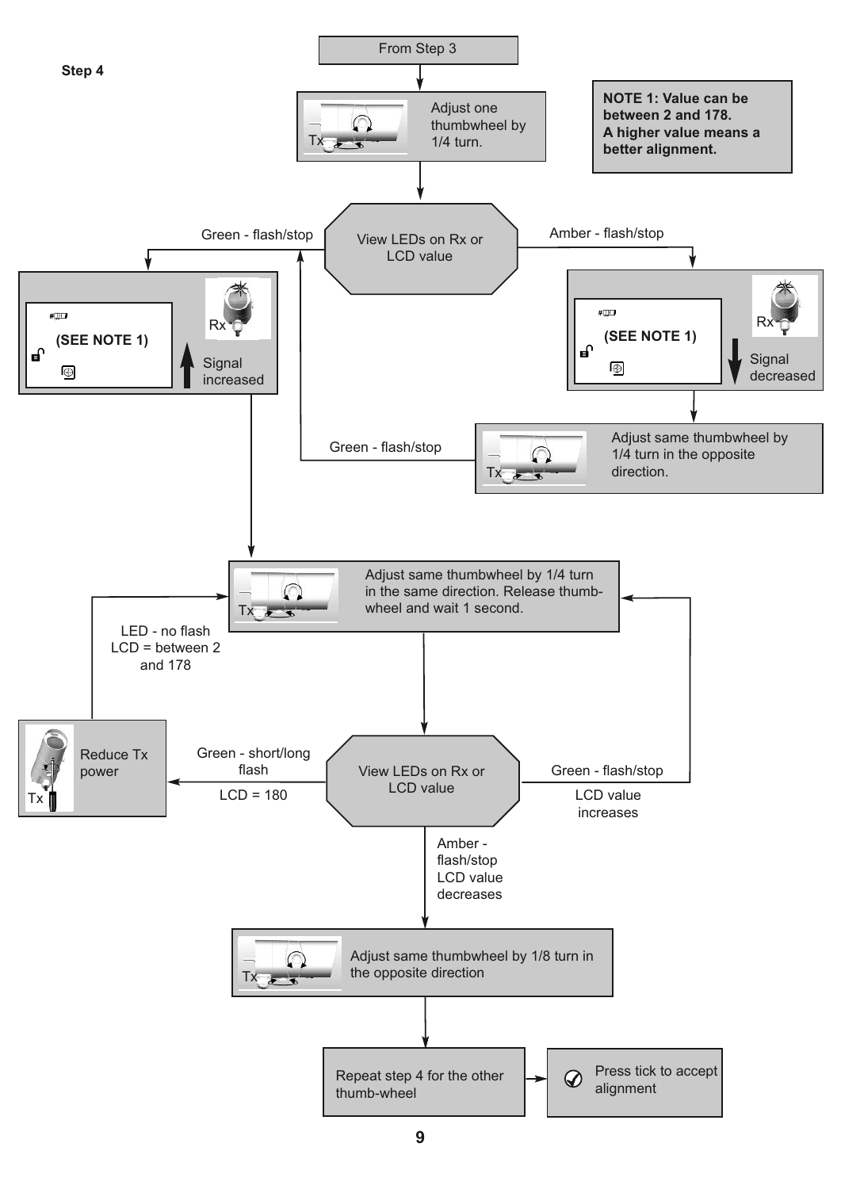**Step 4**

From Step 3

Adjust one thumbwheel by 1/4 turn.

**NOTE 1: Value can be between 2 and 178. A higher value means a better alignment.**

View LEDs on Rx or LCD value

Green - flash/stop

Amber - flash/stop

(SEE NOTE 1)

Rx

Signal increased

(SEE NOTE 1)

Rx

Signal decreased

Adjust same thumbwheel by 1/4 turn in the opposite direction.

Green - flash/stop

Adjust same thumbwheel by 1/4 turn in the same direction. Release thumbwheel and wait 1 second.

LED - no flash
LCD = between 2 and 178

Reduce Tx power

Green - short/long flash

LCD = 180

View LEDs on Rx or LCD value

Green - flash/stop

LCD value increases

Amber - flash/stop
LCD value decreases

Adjust same thumbwheel by 1/8 turn in the opposite direction

Repeat step 4 for the other thumb-wheel

Press tick to accept alignment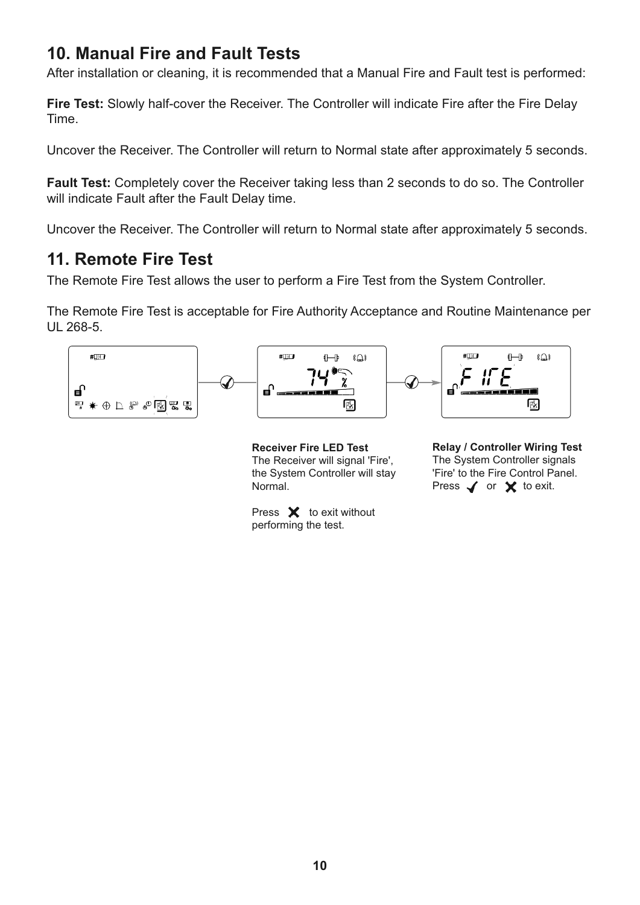## 10. Manual Fire and Fault Tests

After installation or cleaning, it is recommended that a Manual Fire and Fault test is performed:

**Fire Test:** Slowly half-cover the Receiver. The Controller will indicate Fire after the Fire Delay Time.

Uncover the Receiver. The Controller will return to Normal state after approximately 5 seconds.

**Fault Test:** Completely cover the Receiver taking less than 2 seconds to do so. The Controller will indicate Fault after the Fault Delay time.

Uncover the Receiver. The Controller will return to Normal state after approximately 5 seconds.

## 11. Remote Fire Test

The Remote Fire Test allows the user to perform a Fire Test from the System Controller.

The Remote Fire Test is acceptable for Fire Authority Acceptance and Routine Maintenance per UL 268-5.

**Receiver Fire LED Test**
The Receiver will signal 'Fire', the System Controller will stay Normal.

Press ✗ to exit without performing the test.

**Relay / Controller Wiring Test**
The System Controller signals 'Fire' to the Fire Control Panel. Press ✓ or ✗ to exit.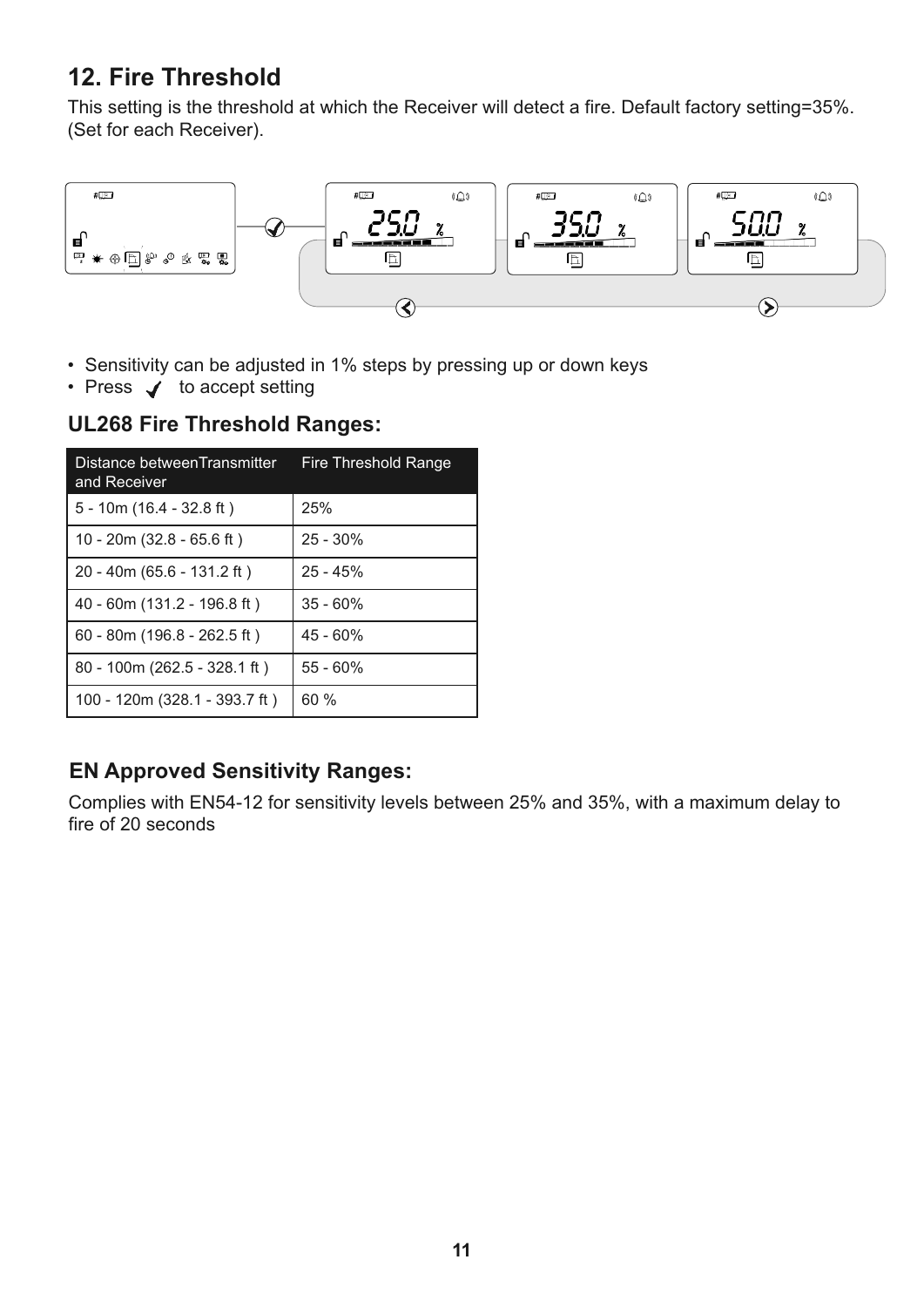## 12. Fire Threshold

This setting is the threshold at which the Receiver will detect a fire. Default factory setting=35%. (Set for each Receiver).

- Sensitivity can be adjusted in 1% steps by pressing up or down keys
- Press ✓ to accept setting

### UL268 Fire Threshold Ranges:

| Distance betweenTransmitter and Receiver | Fire Threshold Range |
|---|---|
| 5 - 10m (16.4 - 32.8 ft ) | 25% |
| 10 - 20m (32.8 - 65.6 ft ) | 25 - 30% |
| 20 - 40m (65.6 - 131.2 ft ) | 25 - 45% |
| 40 - 60m (131.2 - 196.8 ft ) | 35 - 60% |
| 60 - 80m (196.8 - 262.5 ft ) | 45 - 60% |
| 80 - 100m (262.5 - 328.1 ft ) | 55 - 60% |
| 100 - 120m (328.1 - 393.7 ft ) | 60 % |

### EN Approved Sensitivity Ranges:

Complies with EN54-12 for sensitivity levels between 25% and 35%, with a maximum delay to fire of 20 seconds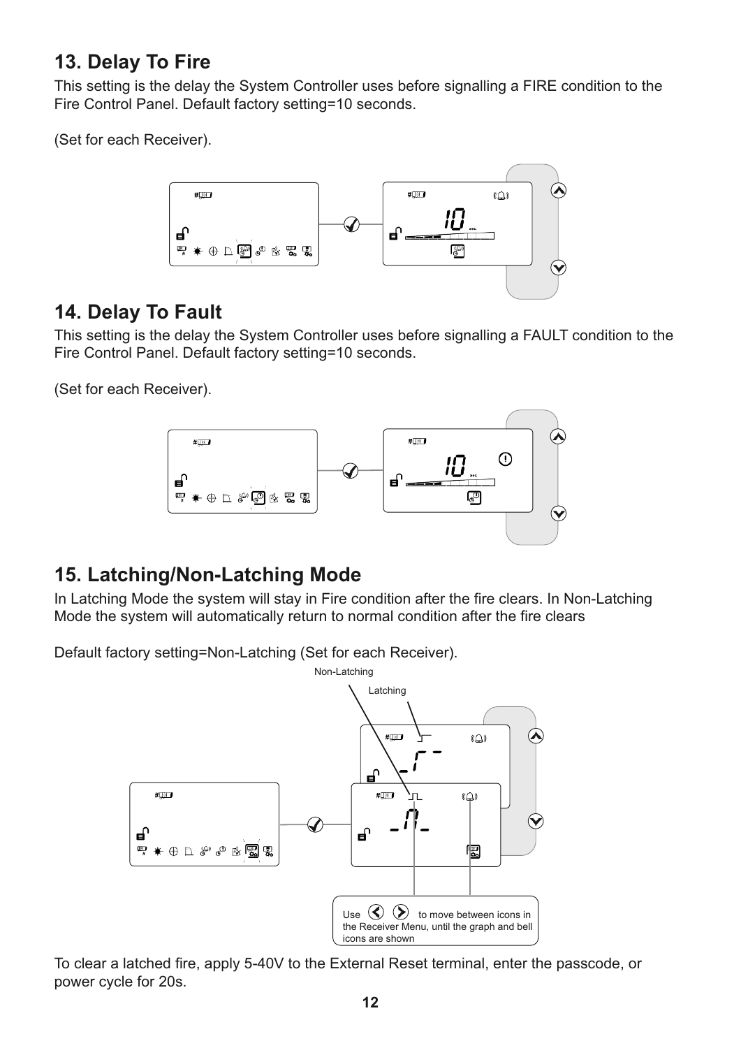## 13. Delay To Fire

This setting is the delay the System Controller uses before signalling a FIRE condition to the Fire Control Panel. Default factory setting=10 seconds.

(Set for each Receiver).

## 14. Delay To Fault

This setting is the delay the System Controller uses before signalling a FAULT condition to the Fire Control Panel. Default factory setting=10 seconds.

(Set for each Receiver).

## 15. Latching/Non-Latching Mode

In Latching Mode the system will stay in Fire condition after the fire clears. In Non-Latching Mode the system will automatically return to normal condition after the fire clears

Default factory setting=Non-Latching (Set for each Receiver).

Non-Latching

Latching

Use ⮜ ⮞ to move between icons in the Receiver Menu, until the graph and bell icons are shown

To clear a latched fire, apply 5-40V to the External Reset terminal, enter the passcode, or power cycle for 20s.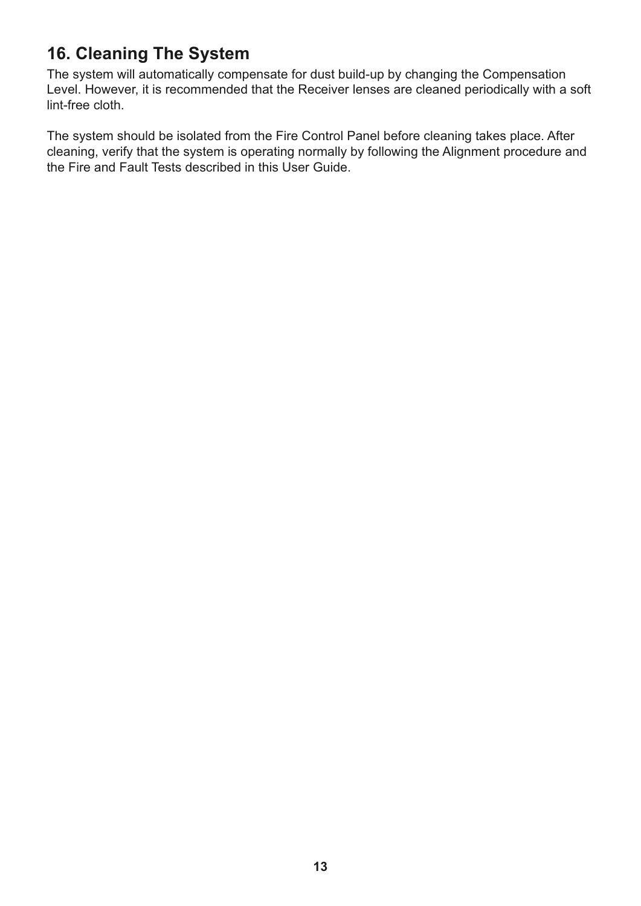## 16. Cleaning The System

The system will automatically compensate for dust build-up by changing the Compensation Level. However, it is recommended that the Receiver lenses are cleaned periodically with a soft lint-free cloth.

The system should be isolated from the Fire Control Panel before cleaning takes place. After cleaning, verify that the system is operating normally by following the Alignment procedure and the Fire and Fault Tests described in this User Guide.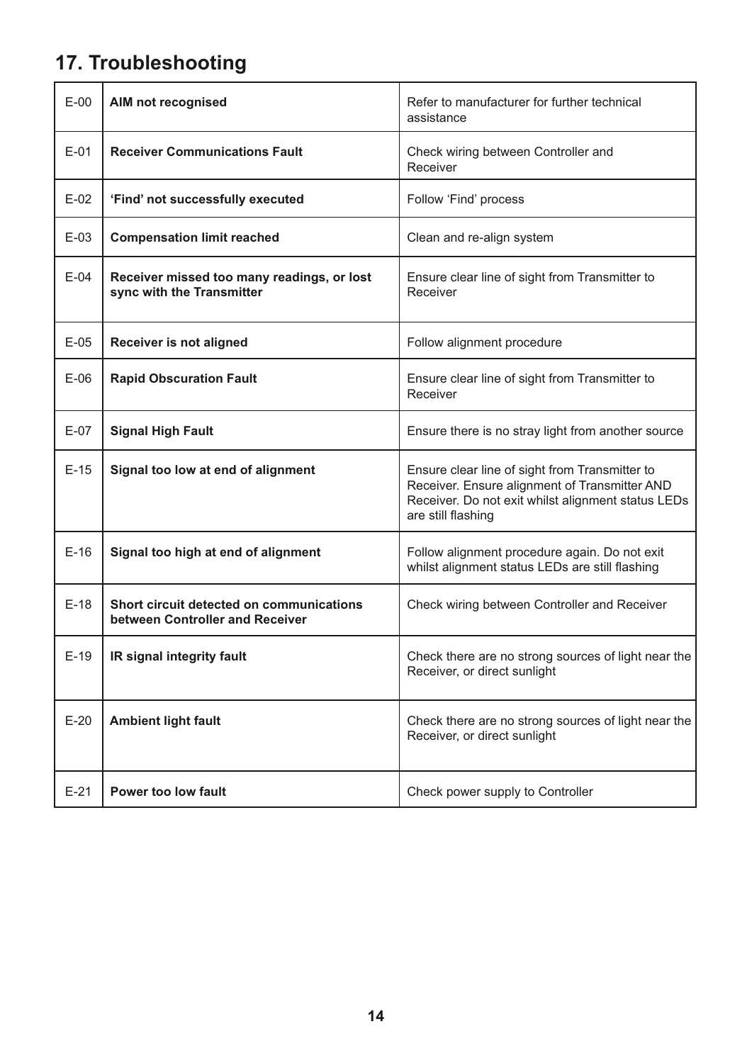## 17. Troubleshooting

| Code | Fault | Action |
|---|---|---|
| E-00 | **AIM not recognised** | Refer to manufacturer for further technical assistance |
| E-01 | **Receiver Communications Fault** | Check wiring between Controller and Receiver |
| E-02 | **'Find' not successfully executed** | Follow 'Find' process |
| E-03 | **Compensation limit reached** | Clean and re-align system |
| E-04 | **Receiver missed too many readings, or lost sync with the Transmitter** | Ensure clear line of sight from Transmitter to Receiver |
| E-05 | **Receiver is not aligned** | Follow alignment procedure |
| E-06 | **Rapid Obscuration Fault** | Ensure clear line of sight from Transmitter to Receiver |
| E-07 | **Signal High Fault** | Ensure there is no stray light from another source |
| E-15 | **Signal too low at end of alignment** | Ensure clear line of sight from Transmitter to Receiver. Ensure alignment of Transmitter AND Receiver. Do not exit whilst alignment status LEDs are still flashing |
| E-16 | **Signal too high at end of alignment** | Follow alignment procedure again. Do not exit whilst alignment status LEDs are still flashing |
| E-18 | **Short circuit detected on communications between Controller and Receiver** | Check wiring between Controller and Receiver |
| E-19 | **IR signal integrity fault** | Check there are no strong sources of light near the Receiver, or direct sunlight |
| E-20 | **Ambient light fault** | Check there are no strong sources of light near the Receiver, or direct sunlight |
| E-21 | **Power too low fault** | Check power supply to Controller |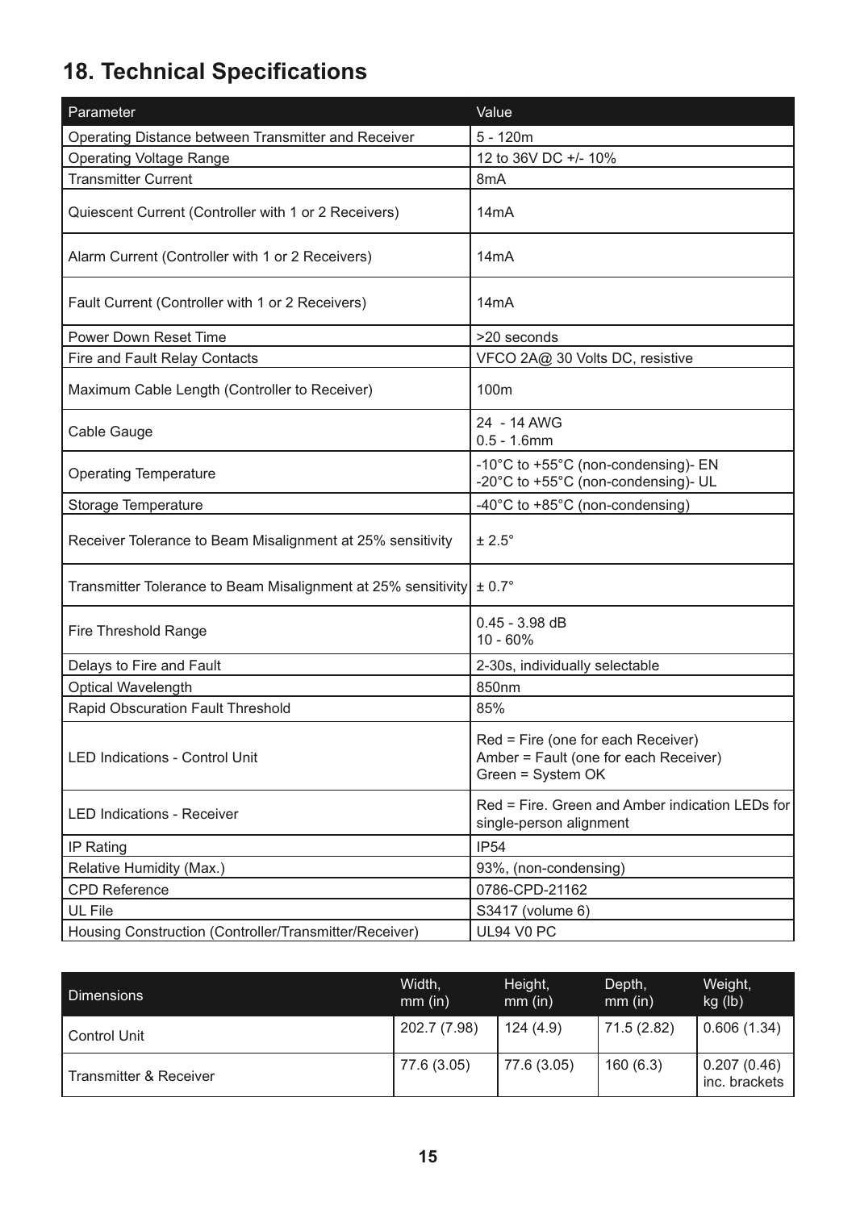## 18. Technical Specifications

| Parameter | Value |
|---|---|
| Operating Distance between Transmitter and Receiver | 5 - 120m |
| Operating Voltage Range | 12 to 36V DC +/- 10% |
| Transmitter Current | 8mA |
| Quiescent Current (Controller with 1 or 2 Receivers) | 14mA |
| Alarm Current (Controller with 1 or 2 Receivers) | 14mA |
| Fault Current (Controller with 1 or 2 Receivers) | 14mA |
| Power Down Reset Time | >20 seconds |
| Fire and Fault Relay Contacts | VFCO 2A@ 30 Volts DC, resistive |
| Maximum Cable Length (Controller to Receiver) | 100m |
| Cable Gauge | 24 - 14 AWG<br>0.5 - 1.6mm |
| Operating Temperature | -10°C to +55°C (non-condensing)- EN<br>-20°C to +55°C (non-condensing)- UL |
| Storage Temperature | -40°C to +85°C (non-condensing) |
| Receiver Tolerance to Beam Misalignment at 25% sensitivity | ± 2.5° |
| Transmitter Tolerance to Beam Misalignment at 25% sensitivity | ± 0.7° |
| Fire Threshold Range | 0.45 - 3.98 dB<br>10 - 60% |
| Delays to Fire and Fault | 2-30s, individually selectable |
| Optical Wavelength | 850nm |
| Rapid Obscuration Fault Threshold | 85% |
| LED Indications - Control Unit | Red = Fire (one for each Receiver)<br>Amber = Fault (one for each Receiver)<br>Green = System OK |
| LED Indications - Receiver | Red = Fire. Green and Amber indication LEDs for single-person alignment |
| IP Rating | IP54 |
| Relative Humidity (Max.) | 93%, (non-condensing) |
| CPD Reference | 0786-CPD-21162 |
| UL File | S3417 (volume 6) |
| Housing Construction (Controller/Transmitter/Receiver) | UL94 V0 PC |

| Dimensions | Width, mm (in) | Height, mm (in) | Depth, mm (in) | Weight, kg (lb) |
|---|---|---|---|---|
| Control Unit | 202.7 (7.98) | 124 (4.9) | 71.5 (2.82) | 0.606 (1.34) |
| Transmitter & Receiver | 77.6 (3.05) | 77.6 (3.05) | 160 (6.3) | 0.207 (0.46) inc. brackets |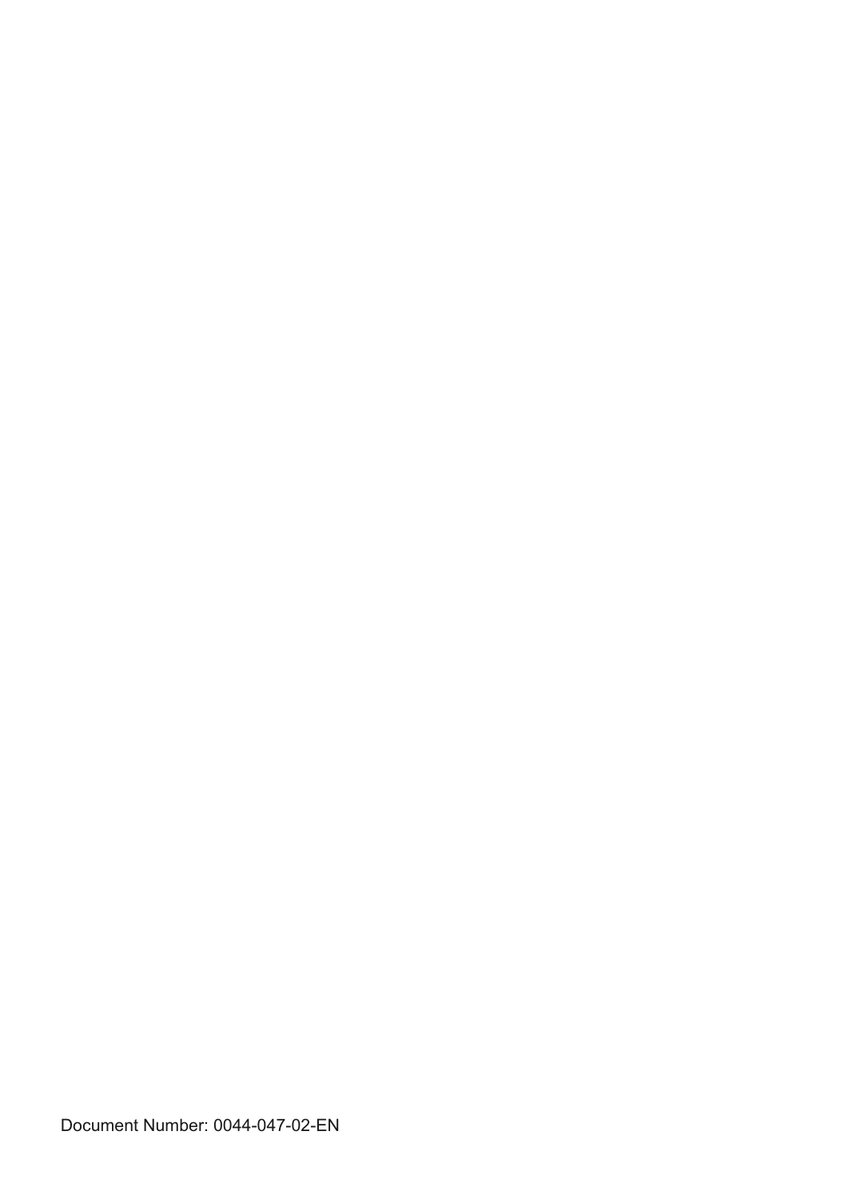Document Number: 0044-047-02-EN